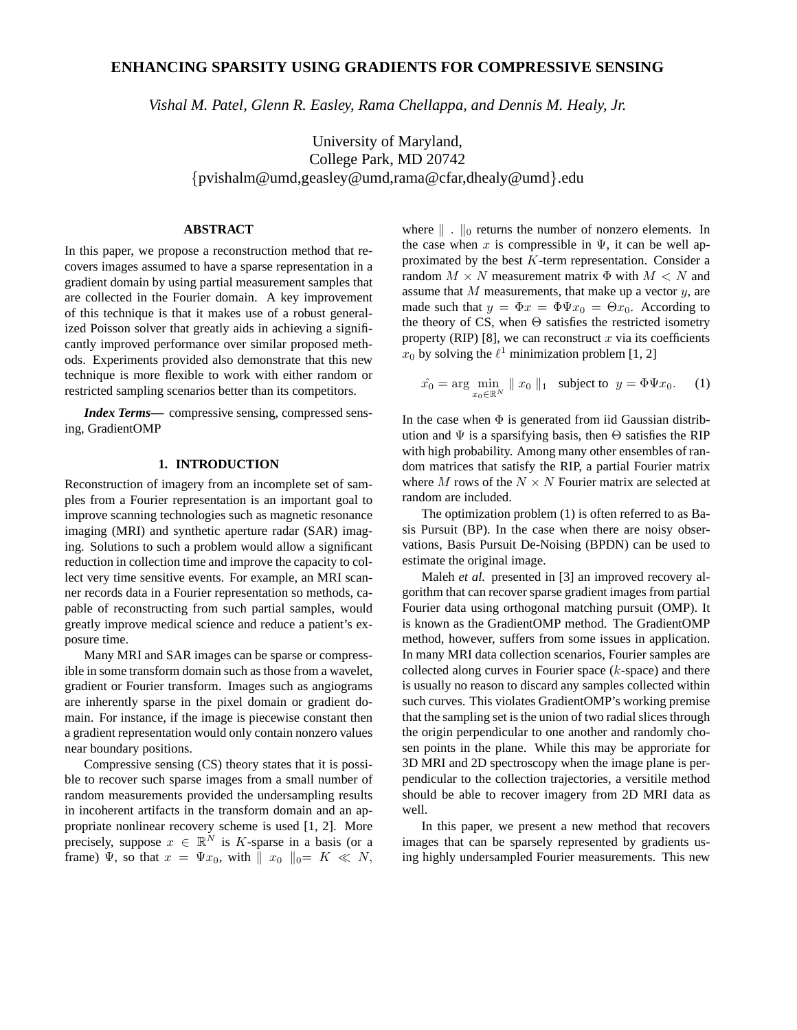# ENHANCING SPARSITY USING GRADIENTS FOR COMPRESSIVE SENSING

*Vishal M. Patel, Glenn R. Easley, Rama Chellappa, and Dennis M. Healy, Jr.*

University of Maryland,
College Park, MD 20742
{pvishalm@umd,geasley@umd,rama@cfar,dhealy@umd}.edu

## ABSTRACT

In this paper, we propose a reconstruction method that recovers images assumed to have a sparse representation in a gradient domain by using partial measurement samples that are collected in the Fourier domain. A key improvement of this technique is that it makes use of a robust generalized Poisson solver that greatly aids in achieving a significantly improved performance over similar proposed methods. Experiments provided also demonstrate that this new technique is more flexible to work with either random or restricted sampling scenarios better than its competitors.

***Index Terms*—** compressive sensing, compressed sensing, GradientOMP

## 1. INTRODUCTION

Reconstruction of imagery from an incomplete set of samples from a Fourier representation is an important goal to improve scanning technologies such as magnetic resonance imaging (MRI) and synthetic aperture radar (SAR) imaging. Solutions to such a problem would allow a significant reduction in collection time and improve the capacity to collect very time sensitive events. For example, an MRI scanner records data in a Fourier representation so methods, capable of reconstructing from such partial samples, would greatly improve medical science and reduce a patient's exposure time.

Many MRI and SAR images can be sparse or compressible in some transform domain such as those from a wavelet, gradient or Fourier transform. Images such as angiograms are inherently sparse in the pixel domain or gradient domain. For instance, if the image is piecewise constant then a gradient representation would only contain nonzero values near boundary positions.

Compressive sensing (CS) theory states that it is possible to recover such sparse images from a small number of random measurements provided the undersampling results in incoherent artifacts in the transform domain and an appropriate nonlinear recovery scheme is used [1, 2]. More precisely, suppose $x \in \mathbb{R}^N$ is $K$-sparse in a basis (or a frame) $\Psi$, so that $x = \Psi x_0$, with $\| x_0 \|_0 = K \ll N$, where $\| \cdot \|_0$ returns the number of nonzero elements. In the case when $x$ is compressible in $\Psi$, it can be well approximated by the best $K$-term representation. Consider a random $M \times N$ measurement matrix $\Phi$ with $M < N$ and assume that $M$ measurements, that make up a vector $y$, are made such that $y = \Phi x = \Phi \Psi x_0 = \Theta x_0$. According to the theory of CS, when $\Theta$ satisfies the restricted isometry property (RIP) [8], we can reconstruct $x$ via its coefficients $x_0$ by solving the $\ell^1$ minimization problem [1, 2]

$$\hat{x_0} = \arg \min_{x_0 \in \mathbb{R}^N} \| x_0 \|_1 \quad \text{subject to} \quad y = \Phi \Psi x_0. \tag{1}$$

In the case when $\Phi$ is generated from iid Gaussian distribution and $\Psi$ is a sparsifying basis, then $\Theta$ satisfies the RIP with high probability. Among many other ensembles of random matrices that satisfy the RIP, a partial Fourier matrix where $M$ rows of the $N \times N$ Fourier matrix are selected at random are included.

The optimization problem (1) is often referred to as Basis Pursuit (BP). In the case when there are noisy observations, Basis Pursuit De-Noising (BPDN) can be used to estimate the original image.

Maleh *et al.* presented in [3] an improved recovery algorithm that can recover sparse gradient images from partial Fourier data using orthogonal matching pursuit (OMP). It is known as the GradientOMP method. The GradientOMP method, however, suffers from some issues in application. In many MRI data collection scenarios, Fourier samples are collected along curves in Fourier space ($k$-space) and there is usually no reason to discard any samples collected within such curves. This violates GradientOMP's working premise that the sampling set is the union of two radial slices through the origin perpendicular to one another and randomly chosen points in the plane. While this may be approriate for 3D MRI and 2D spectroscopy when the image plane is perpendicular to the collection trajectories, a versitile method should be able to recover imagery from 2D MRI data as well.

In this paper, we present a new method that recovers images that can be sparsely represented by gradients using highly undersampled Fourier measurements. This new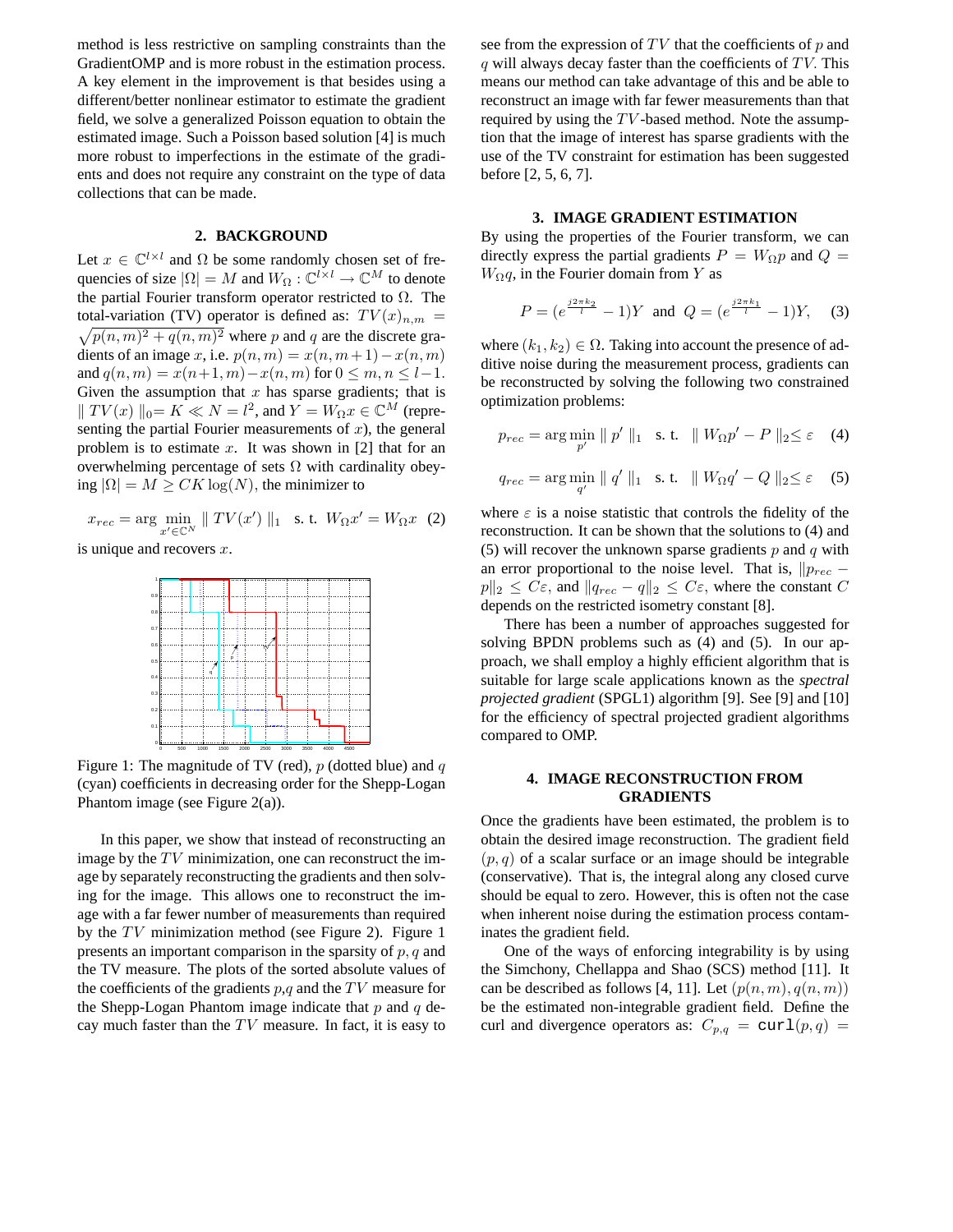method is less restrictive on sampling constraints than the GradientOMP and is more robust in the estimation process. A key element in the improvement is that besides using a different/better nonlinear estimator to estimate the gradient field, we solve a generalized Poisson equation to obtain the estimated image. Such a Poisson based solution [4] is much more robust to imperfections in the estimate of the gradients and does not require any constraint on the type of data collections that can be made.

## 2. BACKGROUND

Let $x \in \mathbb{C}^{l \times l}$ and $\Omega$ be some randomly chosen set of frequencies of size $|\Omega| = M$ and $W_\Omega : \mathbb{C}^{l \times l} \rightarrow \mathbb{C}^M$ to denote the partial Fourier transform operator restricted to $\Omega$. The total-variation (TV) operator is defined as: $TV(x)_{n,m} = \sqrt{p(n,m)^2 + q(n,m)^2}$ where $p$ and $q$ are the discrete gradients of an image $x$, i.e. $p(n,m) = x(n,m+1) - x(n,m)$ and $q(n,m) = x(n+1,m) - x(n,m)$ for $0 \leq m, n \leq l-1$. Given the assumption that $x$ has sparse gradients; that is $\parallel TV(x) \parallel_0 = K \ll N = l^2$, and $Y = W_\Omega x \in \mathbb{C}^M$ (representing the partial Fourier measurements of $x$), the general problem is to estimate $x$. It was shown in [2] that for an overwhelming percentage of sets $\Omega$ with cardinality obeying $|\Omega| = M \geq CK\log(N)$, the minimizer to

$$x_{rec} = \arg \min_{x' \in \mathbb{C}^N} \parallel TV(x') \parallel_1 \quad \text{s. t.} \quad W_\Omega x' = W_\Omega x \quad (2)$$

is unique and recovers $x$.

Figure 1: The magnitude of TV (red), $p$ (dotted blue) and $q$ (cyan) coefficients in decreasing order for the Shepp-Logan Phantom image (see Figure 2(a)).

In this paper, we show that instead of reconstructing an image by the $TV$ minimization, one can reconstruct the image by separately reconstructing the gradients and then solving for the image. This allows one to reconstruct the image with a far fewer number of measurements than required by the $TV$ minimization method (see Figure 2). Figure 1 presents an important comparison in the sparsity of $p, q$ and the TV measure. The plots of the sorted absolute values of the coefficients of the gradients $p$,$q$ and the $TV$ measure for the Shepp-Logan Phantom image indicate that $p$ and $q$ decay much faster than the $TV$ measure. In fact, it is easy to see from the expression of $TV$ that the coefficients of $p$ and $q$ will always decay faster than the coefficients of $TV$. This means our method can take advantage of this and be able to reconstruct an image with far fewer measurements than that required by using the $TV$-based method. Note the assumption that the image of interest has sparse gradients with the use of the TV constraint for estimation has been suggested before [2, 5, 6, 7].

## 3. IMAGE GRADIENT ESTIMATION

By using the properties of the Fourier transform, we can directly express the partial gradients $P = W_\Omega p$ and $Q = W_\Omega q$, in the Fourier domain from $Y$ as

$$P = (e^{\frac{j2\pi k_2}{l}} - 1)Y \quad \text{and} \quad Q = (e^{\frac{j2\pi k_1}{l}} - 1)Y, \quad (3)$$

where $(k_1, k_2) \in \Omega$. Taking into account the presence of additive noise during the measurement process, gradients can be reconstructed by solving the following two constrained optimization problems:

$$p_{rec} = \arg \min_{p'} \parallel p' \parallel_1 \quad \text{s. t.} \quad \parallel W_\Omega p' - P \parallel_2 \leq \varepsilon \quad (4)$$

$$q_{rec} = \arg \min_{q'} \parallel q' \parallel_1 \quad \text{s. t.} \quad \parallel W_\Omega q' - Q \parallel_2 \leq \varepsilon \quad (5)$$

where $\varepsilon$ is a noise statistic that controls the fidelity of the reconstruction. It can be shown that the solutions to (4) and (5) will recover the unknown sparse gradients $p$ and $q$ with an error proportional to the noise level. That is, $\|p_{rec} - p\|_2 \leq C\varepsilon$, and $\|q_{rec} - q\|_2 \leq C\varepsilon$, where the constant $C$ depends on the restricted isometry constant [8].

There has been a number of approaches suggested for solving BPDN problems such as (4) and (5). In our approach, we shall employ a highly efficient algorithm that is suitable for large scale applications known as the *spectral projected gradient* (SPGL1) algorithm [9]. See [9] and [10] for the efficiency of spectral projected gradient algorithms compared to OMP.

## 4. IMAGE RECONSTRUCTION FROM GRADIENTS

Once the gradients have been estimated, the problem is to obtain the desired image reconstruction. The gradient field $(p, q)$ of a scalar surface or an image should be integrable (conservative). That is, the integral along any closed curve should be equal to zero. However, this is often not the case when inherent noise during the estimation process contaminates the gradient field.

One of the ways of enforcing integrability is by using the Simchony, Chellappa and Shao (SCS) method [11]. It can be described as follows [4, 11]. Let $(p(n,m), q(n,m))$ be the estimated non-integrable gradient field. Define the curl and divergence operators as: $C_{p,q} = \texttt{curl}(p, q) =$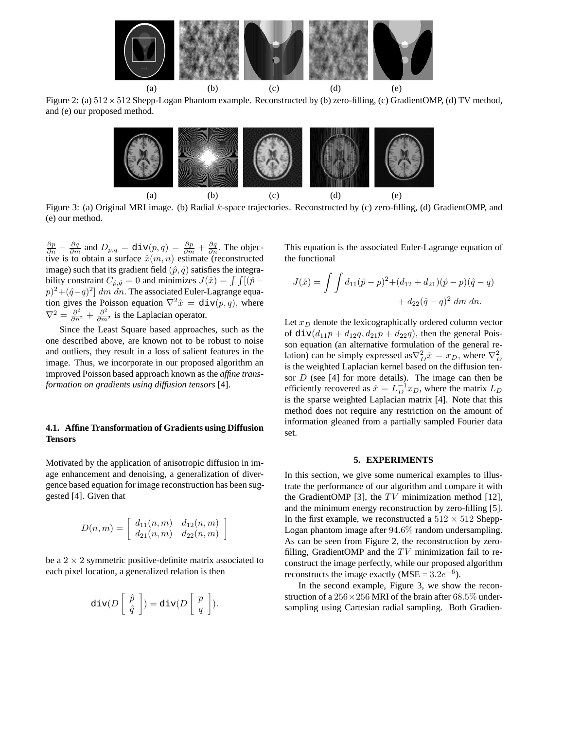(a) (b) (c) (d) (e)

Figure 2: (a) $512 \times 512$ Shepp-Logan Phantom example. Reconstructed by (b) zero-filling, (c) GradientOMP, (d) TV method, and (e) our proposed method.

(a) (b) (c) (d) (e)

Figure 3: (a) Original MRI image. (b) Radial $k$-space trajectories. Reconstructed by (c) zero-filling, (d) GradientOMP, and (e) our method.

$\frac{\partial p}{\partial n} - \frac{\partial q}{\partial m}$ and $D_{p,q} = \texttt{div}(p,q) = \frac{\partial p}{\partial m} + \frac{\partial q}{\partial n}$. The objective is to obtain a surface $\hat{x}(m,n)$ estimate (reconstructed image) such that its gradient field $(\hat{p}, \hat{q})$ satisfies the integrability constraint $C_{\hat{p},\hat{q}} = 0$ and minimizes $J(\hat{x}) = \int\int[(\hat{p} - p)^2 + (\hat{q} - q)^2]\, dm\, dn$. The associated Euler-Lagrange equation gives the Poisson equation $\nabla^2 \hat{x} = \texttt{div}(p,q)$, where $\nabla^2 = \frac{\partial^2}{\partial n^2} + \frac{\partial^2}{\partial m^2}$ is the Laplacian operator.

Since the Least Square based approaches, such as the one described above, are known not to be robust to noise and outliers, they result in a loss of salient features in the image. Thus, we incorporate in our proposed algorithm an improved Poisson based approach known as the *affine transformation on gradients using diffusion tensors* [4].

### 4.1. Affine Transformation of Gradients using Diffusion Tensors

Motivated by the application of anisotropic diffusion in image enhancement and denoising, a generalization of divergence based equation for image reconstruction has been suggested [4]. Given that

$$D(n,m) = \begin{bmatrix} d_{11}(n,m) & d_{12}(n,m) \\ d_{21}(n,m) & d_{22}(n,m) \end{bmatrix}$$

be a $2 \times 2$ symmetric positive-definite matrix associated to each pixel location, a generalized relation is then

$$\texttt{div}(D \begin{bmatrix} \hat{p} \\ \hat{q} \end{bmatrix}) = \texttt{div}(D \begin{bmatrix} p \\ q \end{bmatrix}).$$

This equation is the associated Euler-Lagrange equation of the functional

$$J(\hat{x}) = \int\int d_{11}(\hat{p} - p)^2 + (d_{12} + d_{21})(\hat{p} - p)(\hat{q} - q) + d_{22}(\hat{q} - q)^2 \, dm\, dn.$$

Let $x_D$ denote the lexicographically ordered column vector of $\texttt{div}(d_{11}p + d_{12}q, d_{21}p + d_{22}q)$, then the general Poisson equation (an alternative formulation of the general relation) can be simply expressed as $\nabla_D^2 \hat{x} = x_D$, where $\nabla_D^2$ is the weighted Laplacian kernel based on the diffusion tensor $D$ (see [4] for more details). The image can then be efficiently recovered as $\hat{x} = L_D^{-1} x_D$, where the matrix $L_D$ is the sparse weighted Laplacian matrix [4]. Note that this method does not require any restriction on the amount of information gleaned from a partially sampled Fourier data set.

## 5. EXPERIMENTS

In this section, we give some numerical examples to illustrate the performance of our algorithm and compare it with the GradientOMP [3], the $TV$ minimization method [12], and the minimum energy reconstruction by zero-filling [5]. In the first example, we reconstructed a $512 \times 512$ Shepp-Logan phantom image after $94.6\%$ random undersampling. As can be seen from Figure 2, the reconstruction by zero-filling, GradientOMP and the $TV$ minimization fail to reconstruct the image perfectly, while our proposed algorithm reconstructs the image exactly (MSE = $3.2e^{-6}$).

In the second example, Figure 3, we show the reconstruction of a $256 \times 256$ MRI of the brain after $68.5\%$ undersampling using Cartesian radial sampling. Both Gradien-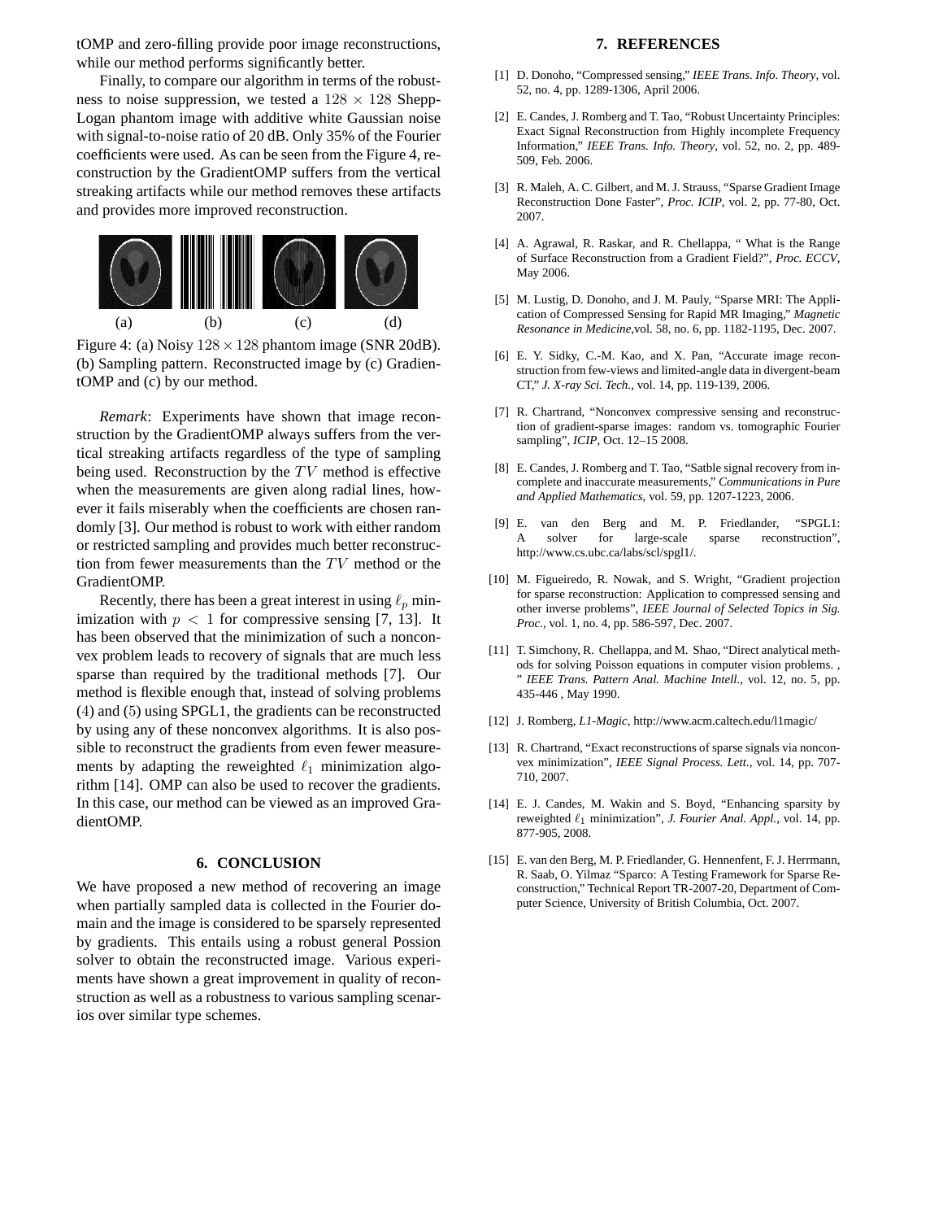tOMP and zero-filling provide poor image reconstructions, while our method performs significantly better.

Finally, to compare our algorithm in terms of the robustness to noise suppression, we tested a $128 \times 128$ Shepp-Logan phantom image with additive white Gaussian noise with signal-to-noise ratio of 20 dB. Only 35% of the Fourier coefficients were used. As can be seen from the Figure 4, reconstruction by the GradientOMP suffers from the vertical streaking artifacts while our method removes these artifacts and provides more improved reconstruction.

(a) (b) (c) (d)

Figure 4: (a) Noisy $128 \times 128$ phantom image (SNR 20dB). (b) Sampling pattern. Reconstructed image by (c) GradientOMP and (c) by our method.

*Remark*: Experiments have shown that image reconstruction by the GradientOMP always suffers from the vertical streaking artifacts regardless of the type of sampling being used. Reconstruction by the $TV$ method is effective when the measurements are given along radial lines, however it fails miserably when the coefficients are chosen randomly [3]. Our method is robust to work with either random or restricted sampling and provides much better reconstruction from fewer measurements than the $TV$ method or the GradientOMP.

Recently, there has been a great interest in using $\ell_p$ minimization with $p < 1$ for compressive sensing [7, 13]. It has been observed that the minimization of such a nonconvex problem leads to recovery of signals that are much less sparse than required by the traditional methods [7]. Our method is flexible enough that, instead of solving problems (4) and (5) using SPGL1, the gradients can be reconstructed by using any of these nonconvex algorithms. It is also possible to reconstruct the gradients from even fewer measurements by adapting the reweighted $\ell_1$ minimization algorithm [14]. OMP can also be used to recover the gradients. In this case, our method can be viewed as an improved GradientOMP.

## 6. CONCLUSION

We have proposed a new method of recovering an image when partially sampled data is collected in the Fourier domain and the image is considered to be sparsely represented by gradients. This entails using a robust general Possion solver to obtain the reconstructed image. Various experiments have shown a great improvement in quality of reconstruction as well as a robustness to various sampling scenarios over similar type schemes.

## 7. REFERENCES

[1] D. Donoho, "Compressed sensing," *IEEE Trans. Info. Theory*, vol. 52, no. 4, pp. 1289-1306, April 2006.

[2] E. Candes, J. Romberg and T. Tao, "Robust Uncertainty Principles: Exact Signal Reconstruction from Highly incomplete Frequency Information," *IEEE Trans. Info. Theory*, vol. 52, no. 2, pp. 489-509, Feb. 2006.

[3] R. Maleh, A. C. Gilbert, and M. J. Strauss, "Sparse Gradient Image Reconstruction Done Faster", *Proc. ICIP*, vol. 2, pp. 77-80, Oct. 2007.

[4] A. Agrawal, R. Raskar, and R. Chellappa, " What is the Range of Surface Reconstruction from a Gradient Field?", *Proc. ECCV*, May 2006.

[5] M. Lustig, D. Donoho, and J. M. Pauly, "Sparse MRI: The Application of Compressed Sensing for Rapid MR Imaging," *Magnetic Resonance in Medicine*,vol. 58, no. 6, pp. 1182-1195, Dec. 2007.

[6] E. Y. Sidky, C.-M. Kao, and X. Pan, "Accurate image reconstruction from few-views and limited-angle data in divergent-beam CT," *J. X-ray Sci. Tech.*, vol. 14, pp. 119-139, 2006.

[7] R. Chartrand, "Nonconvex compressive sensing and reconstruction of gradient-sparse images: random vs. tomographic Fourier sampling", *ICIP*, Oct. 12–15 2008.

[8] E. Candes, J. Romberg and T. Tao, "Satble signal recovery from incomplete and inaccurate measurements," *Communications in Pure and Applied Mathematics*, vol. 59, pp. 1207-1223, 2006.

[9] E. van den Berg and M. P. Friedlander, "SPGL1: A solver for large-scale sparse reconstruction", http://www.cs.ubc.ca/labs/scl/spgl1/.

[10] M. Figueiredo, R. Nowak, and S. Wright, "Gradient projection for sparse reconstruction: Application to compressed sensing and other inverse problems", *IEEE Journal of Selected Topics in Sig. Proc.*, vol. 1, no. 4, pp. 586-597, Dec. 2007.

[11] T. Simchony, R. Chellappa, and M. Shao, "Direct analytical methods for solving Poisson equations in computer vision problems. , " *IEEE Trans. Pattern Anal. Machine Intell.*, vol. 12, no. 5, pp. 435-446 , May 1990.

[12] J. Romberg, *L1-Magic*, http://www.acm.caltech.edu/l1magic/

[13] R. Chartrand, "Exact reconstructions of sparse signals via nonconvex minimization", *IEEE Signal Process. Lett.*, vol. 14, pp. 707-710, 2007.

[14] E. J. Candes, M. Wakin and S. Boyd, "Enhancing sparsity by reweighted $\ell_1$ minimization", *J. Fourier Anal. Appl.*, vol. 14, pp. 877-905, 2008.

[15] E. van den Berg, M. P. Friedlander, G. Hennenfent, F. J. Herrmann, R. Saab, O. Yilmaz "Sparco: A Testing Framework for Sparse Reconstruction," Technical Report TR-2007-20, Department of Computer Science, University of British Columbia, Oct. 2007.